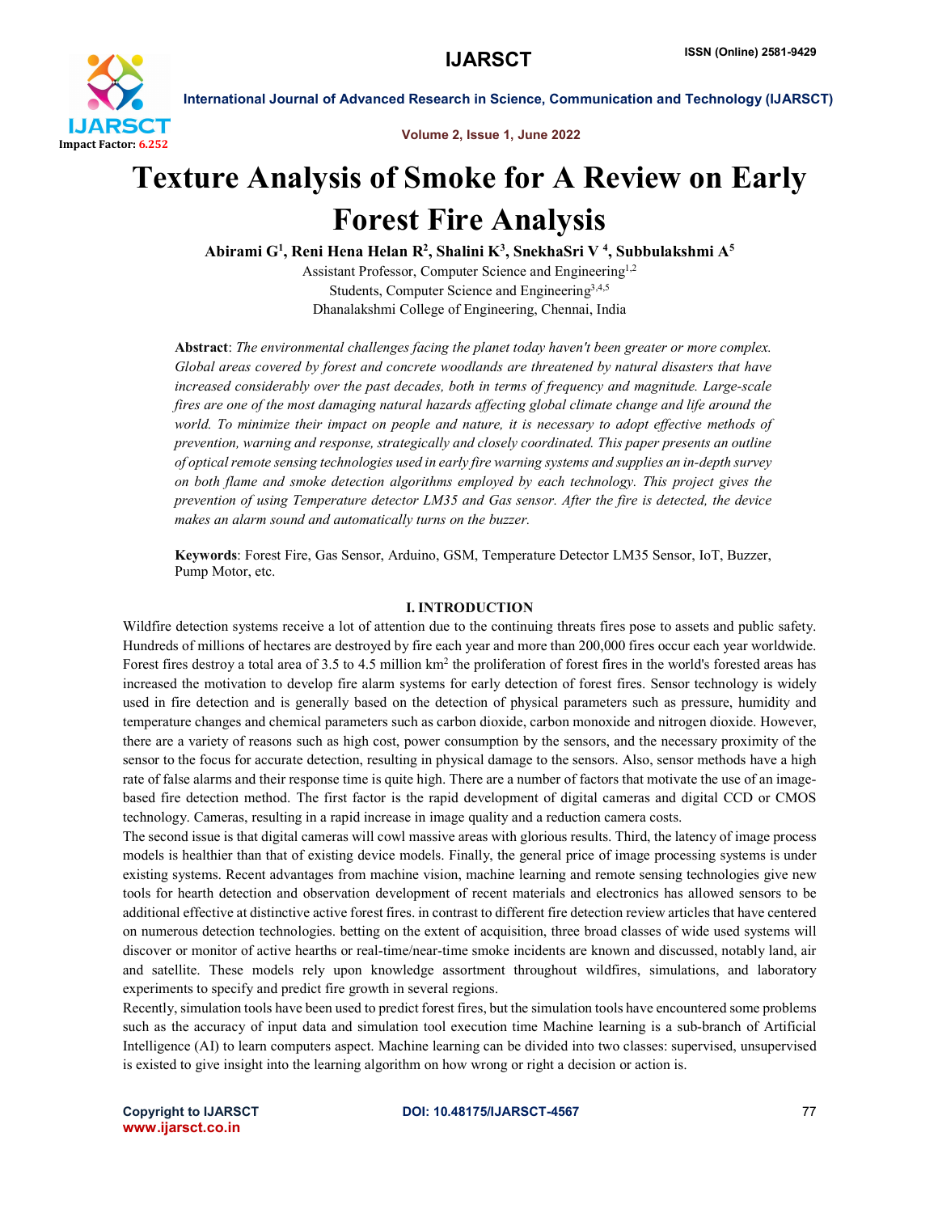# Texture Analysis of Smoke for A Review on Early Forest Fire Analysis

**Abirami G[1], Reni Hena Helan R[2], Shalini K[3], SnekhaSri V [4], Subbulakshmi A[5]**

Assistant Professor, Computer Science and Engineering[1,2]
Students, Computer Science and Engineering[3,4,5]
Dhanalakshmi College of Engineering, Chennai, India

**Abstract**: *The environmental challenges facing the planet today haven't been greater or more complex. Global areas covered by forest and concrete woodlands are threatened by natural disasters that have increased considerably over the past decades, both in terms of frequency and magnitude. Large-scale fires are one of the most damaging natural hazards affecting global climate change and life around the world. To minimize their impact on people and nature, it is necessary to adopt effective methods of prevention, warning and response, strategically and closely coordinated. This paper presents an outline of optical remote sensing technologies used in early fire warning systems and supplies an in-depth survey on both flame and smoke detection algorithms employed by each technology. This project gives the prevention of using Temperature detector LM35 and Gas sensor. After the fire is detected, the device makes an alarm sound and automatically turns on the buzzer.*

**Keywords**: Forest Fire, Gas Sensor, Arduino, GSM, Temperature Detector LM35 Sensor, IoT, Buzzer, Pump Motor, etc.

## I. INTRODUCTION

Wildfire detection systems receive a lot of attention due to the continuing threats fires pose to assets and public safety. Hundreds of millions of hectares are destroyed by fire each year and more than 200,000 fires occur each year worldwide. Forest fires destroy a total area of 3.5 to 4.5 million km$^2$ the proliferation of forest fires in the world's forested areas has increased the motivation to develop fire alarm systems for early detection of forest fires. Sensor technology is widely used in fire detection and is generally based on the detection of physical parameters such as pressure, humidity and temperature changes and chemical parameters such as carbon dioxide, carbon monoxide and nitrogen dioxide. However, there are a variety of reasons such as high cost, power consumption by the sensors, and the necessary proximity of the sensor to the focus for accurate detection, resulting in physical damage to the sensors. Also, sensor methods have a high rate of false alarms and their response time is quite high. There are a number of factors that motivate the use of an image-based fire detection method. The first factor is the rapid development of digital cameras and digital CCD or CMOS technology. Cameras, resulting in a rapid increase in image quality and a reduction camera costs.

The second issue is that digital cameras will cowl massive areas with glorious results. Third, the latency of image process models is healthier than that of existing device models. Finally, the general price of image processing systems is under existing systems. Recent advantages from machine vision, machine learning and remote sensing technologies give new tools for hearth detection and observation development of recent materials and electronics has allowed sensors to be additional effective at distinctive active forest fires. in contrast to different fire detection review articles that have centered on numerous detection technologies. betting on the extent of acquisition, three broad classes of wide used systems will discover or monitor of active hearths or real-time/near-time smoke incidents are known and discussed, notably land, air and satellite. These models rely upon knowledge assortment throughout wildfires, simulations, and laboratory experiments to specify and predict fire growth in several regions.

Recently, simulation tools have been used to predict forest fires, but the simulation tools have encountered some problems such as the accuracy of input data and simulation tool execution time Machine learning is a sub-branch of Artificial Intelligence (AI) to learn computers aspect. Machine learning can be divided into two classes: supervised, unsupervised is existed to give insight into the learning algorithm on how wrong or right a decision or action is.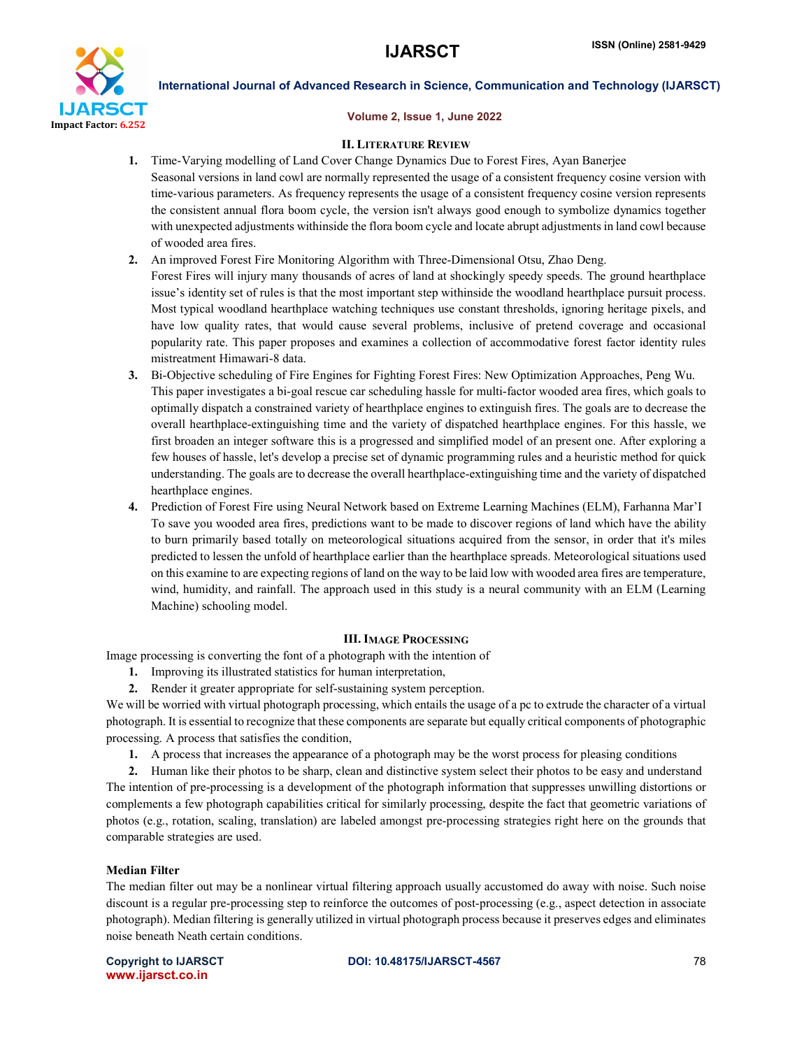## II. Literature Review

1. Time-Varying modelling of Land Cover Change Dynamics Due to Forest Fires, Ayan Banerjee
   Seasonal versions in land cowl are normally represented the usage of a consistent frequency cosine version with time-various parameters. As frequency represents the usage of a consistent frequency cosine version represents the consistent annual flora boom cycle, the version isn't always good enough to symbolize dynamics together with unexpected adjustments withinside the flora boom cycle and locate abrupt adjustments in land cowl because of wooded area fires.
2. An improved Forest Fire Monitoring Algorithm with Three-Dimensional Otsu, Zhao Deng.
   Forest Fires will injury many thousands of acres of land at shockingly speedy speeds. The ground hearthplace issue's identity set of rules is that the most important step withinside the woodland hearthplace pursuit process. Most typical woodland hearthplace watching techniques use constant thresholds, ignoring heritage pixels, and have low quality rates, that would cause several problems, inclusive of pretend coverage and occasional popularity rate. This paper proposes and examines a collection of accommodative forest factor identity rules mistreatment Himawari-8 data.
3. Bi-Objective scheduling of Fire Engines for Fighting Forest Fires: New Optimization Approaches, Peng Wu.
   This paper investigates a bi-goal rescue car scheduling hassle for multi-factor wooded area fires, which goals to optimally dispatch a constrained variety of hearthplace engines to extinguish fires. The goals are to decrease the overall hearthplace-extinguishing time and the variety of dispatched hearthplace engines. For this hassle, we first broaden an integer software this is a progressed and simplified model of an present one. After exploring a few houses of hassle, let's develop a precise set of dynamic programming rules and a heuristic method for quick understanding. The goals are to decrease the overall hearthplace-extinguishing time and the variety of dispatched hearthplace engines.
4. Prediction of Forest Fire using Neural Network based on Extreme Learning Machines (ELM), Farhanna Mar'I
   To save you wooded area fires, predictions want to be made to discover regions of land which have the ability to burn primarily based totally on meteorological situations acquired from the sensor, in order that it's miles predicted to lessen the unfold of hearthplace earlier than the hearthplace spreads. Meteorological situations used on this examine to are expecting regions of land on the way to be laid low with wooded area fires are temperature, wind, humidity, and rainfall. The approach used in this study is a neural community with an ELM (Learning Machine) schooling model.

## III. Image Processing

Image processing is converting the font of a photograph with the intention of

1. Improving its illustrated statistics for human interpretation,
2. Render it greater appropriate for self-sustaining system perception.

We will be worried with virtual photograph processing, which entails the usage of a pc to extrude the character of a virtual photograph. It is essential to recognize that these components are separate but equally critical components of photographic processing. A process that satisfies the condition,

1. A process that increases the appearance of a photograph may be the worst process for pleasing conditions
2. Human like their photos to be sharp, clean and distinctive system select their photos to be easy and understand

The intention of pre-processing is a development of the photograph information that suppresses unwilling distortions or complements a few photograph capabilities critical for similarly processing, despite the fact that geometric variations of photos (e.g., rotation, scaling, translation) are labeled amongst pre-processing strategies right here on the grounds that comparable strategies are used.

### Median Filter

The median filter out may be a nonlinear virtual filtering approach usually accustomed do away with noise. Such noise discount is a regular pre-processing step to reinforce the outcomes of post-processing (e.g., aspect detection in associate photograph). Median filtering is generally utilized in virtual photograph process because it preserves edges and eliminates noise beneath Neath certain conditions.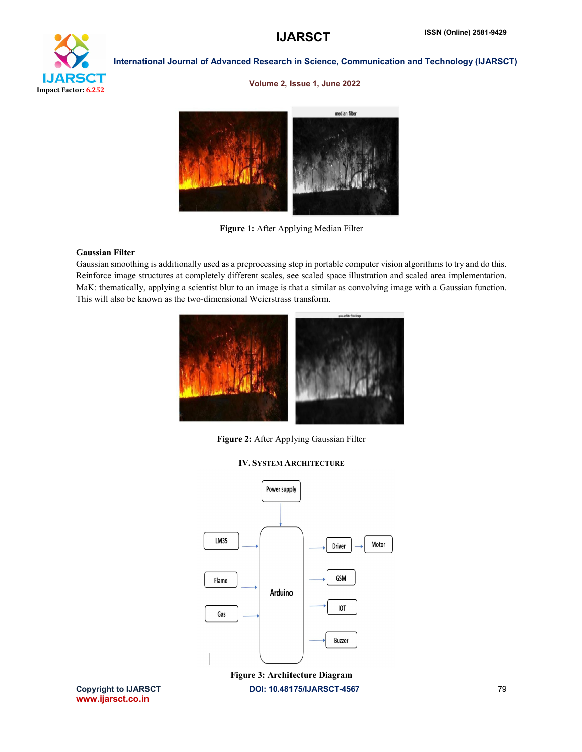Figure 1: After Applying Median Filter

**Gaussian Filter**

Gaussian smoothing is additionally used as a preprocessing step in portable computer vision algorithms to try and do this. Reinforce image structures at completely different scales, see scaled space illustration and scaled area implementation. MaK: thematically, applying a scientist blur to an image is that a similar as convolving image with a Gaussian function. This will also be known as the two-dimensional Weierstrass transform.

**Figure 2:** After Applying Gaussian Filter

## IV. System Architecture

**Figure 3: Architecture Diagram**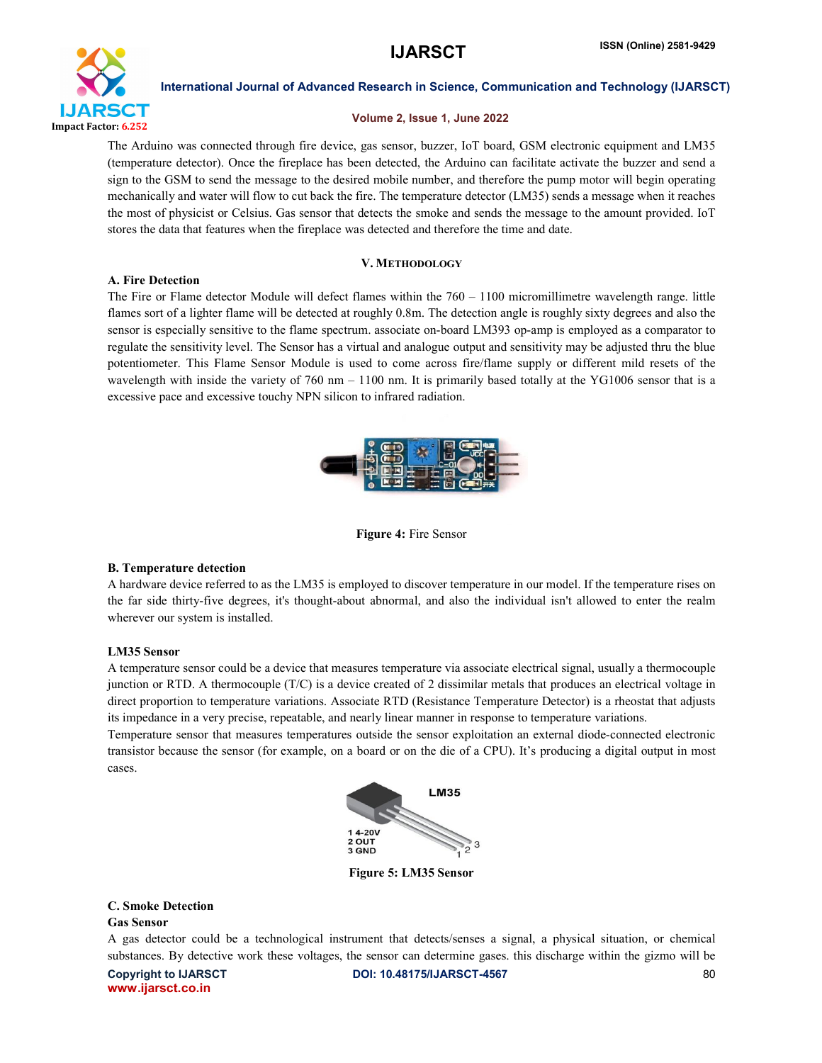The Arduino was connected through fire device, gas sensor, buzzer, IoT board, GSM electronic equipment and LM35 (temperature detector). Once the fireplace has been detected, the Arduino can facilitate activate the buzzer and send a sign to the GSM to send the message to the desired mobile number, and therefore the pump motor will begin operating mechanically and water will flow to cut back the fire. The temperature detector (LM35) sends a message when it reaches the most of physicist or Celsius. Gas sensor that detects the smoke and sends the message to the amount provided. IoT stores the data that features when the fireplace was detected and therefore the time and date.

## V. METHODOLOGY

### A. Fire Detection

The Fire or Flame detector Module will defect flames within the 760 – 1100 micromillimetre wavelength range. little flames sort of a lighter flame will be detected at roughly 0.8m. The detection angle is roughly sixty degrees and also the sensor is especially sensitive to the flame spectrum. associate on-board LM393 op-amp is employed as a comparator to regulate the sensitivity level. The Sensor has a virtual and analogue output and sensitivity may be adjusted thru the blue potentiometer. This Flame Sensor Module is used to come across fire/flame supply or different mild resets of the wavelength with inside the variety of 760 nm – 1100 nm. It is primarily based totally at the YG1006 sensor that is a excessive pace and excessive touchy NPN silicon to infrared radiation.

**Figure 4:** Fire Sensor

### B. Temperature detection

A hardware device referred to as the LM35 is employed to discover temperature in our model. If the temperature rises on the far side thirty-five degrees, it's thought-about abnormal, and also the individual isn't allowed to enter the realm wherever our system is installed.

**LM35 Sensor**

A temperature sensor could be a device that measures temperature via associate electrical signal, usually a thermocouple junction or RTD. A thermocouple (T/C) is a device created of 2 dissimilar metals that produces an electrical voltage in direct proportion to temperature variations. Associate RTD (Resistance Temperature Detector) is a rheostat that adjusts its impedance in a very precise, repeatable, and nearly linear manner in response to temperature variations.

Temperature sensor that measures temperatures outside the sensor exploitation an external diode-connected electronic transistor because the sensor (for example, on a board or on the die of a CPU). It's producing a digital output in most cases.

**Figure 5: LM35 Sensor**

### C. Smoke Detection

**Gas Sensor**

A gas detector could be a technological instrument that detects/senses a signal, a physical situation, or chemical substances. By detective work these voltages, the sensor can determine gases. this discharge within the gizmo will be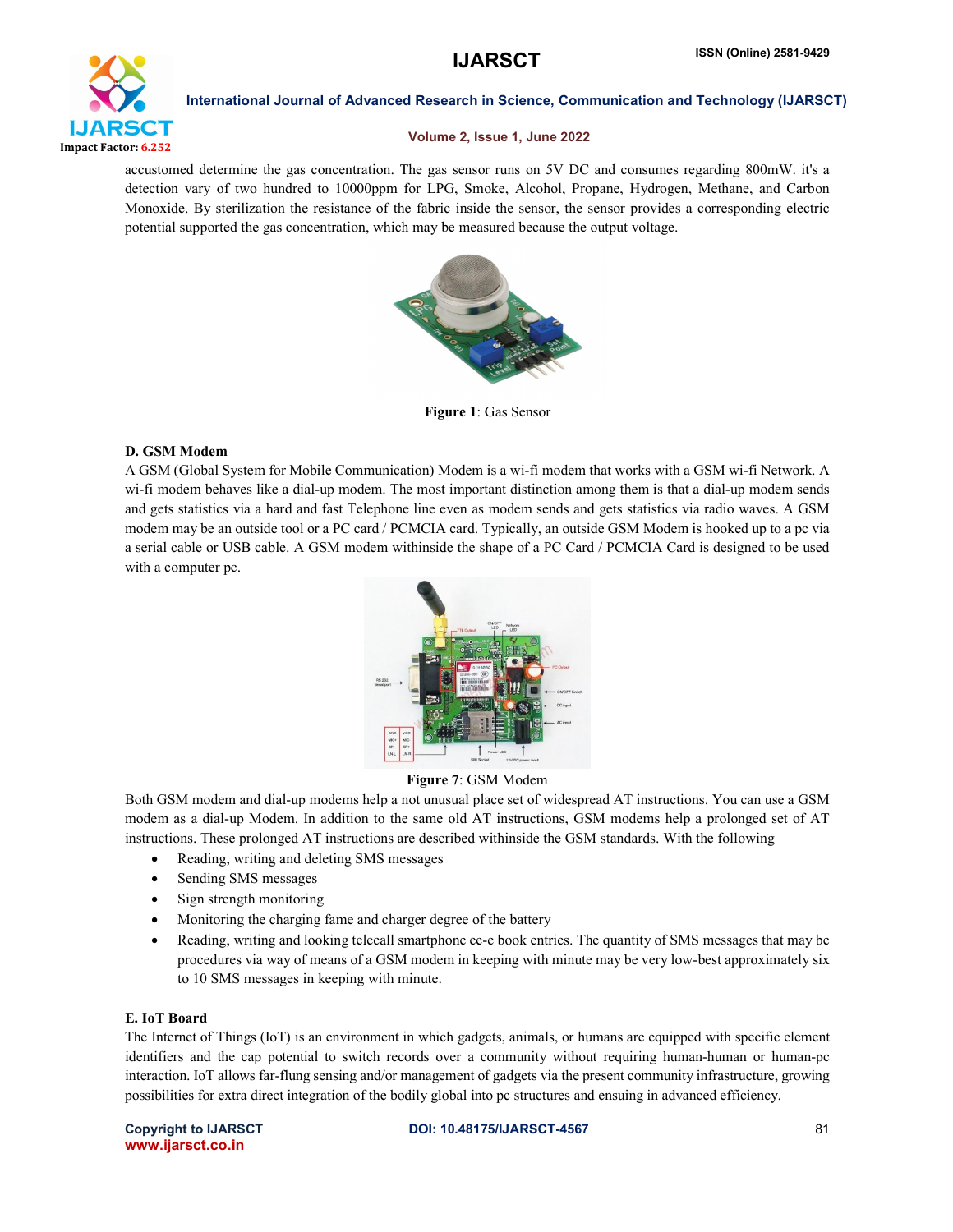accustomed determine the gas concentration. The gas sensor runs on 5V DC and consumes regarding 800mW. it's a detection vary of two hundred to 10000ppm for LPG, Smoke, Alcohol, Propane, Hydrogen, Methane, and Carbon Monoxide. By sterilization the resistance of the fabric inside the sensor, the sensor provides a corresponding electric potential supported the gas concentration, which may be measured because the output voltage.

**Figure 1**: Gas Sensor

### D. GSM Modem

A GSM (Global System for Mobile Communication) Modem is a wi-fi modem that works with a GSM wi-fi Network. A wi-fi modem behaves like a dial-up modem. The most important distinction among them is that a dial-up modem sends and gets statistics via a hard and fast Telephone line even as modem sends and gets statistics via radio waves. A GSM modem may be an outside tool or a PC card / PCMCIA card. Typically, an outside GSM Modem is hooked up to a pc via a serial cable or USB cable. A GSM modem withinside the shape of a PC Card / PCMCIA Card is designed to be used with a computer pc.

**Figure 7**: GSM Modem

Both GSM modem and dial-up modems help a not unusual place set of widespread AT instructions. You can use a GSM modem as a dial-up Modem. In addition to the same old AT instructions, GSM modems help a prolonged set of AT instructions. These prolonged AT instructions are described withinside the GSM standards. With the following

- Reading, writing and deleting SMS messages
- Sending SMS messages
- Sign strength monitoring
- Monitoring the charging fame and charger degree of the battery
- Reading, writing and looking telecall smartphone ee-e book entries. The quantity of SMS messages that may be procedures via way of means of a GSM modem in keeping with minute may be very low-best approximately six to 10 SMS messages in keeping with minute.

### E. IoT Board

The Internet of Things (IoT) is an environment in which gadgets, animals, or humans are equipped with specific element identifiers and the cap potential to switch records over a community without requiring human-human or human-pc interaction. IoT allows far-flung sensing and/or management of gadgets via the present community infrastructure, growing possibilities for extra direct integration of the bodily global into pc structures and ensuing in advanced efficiency.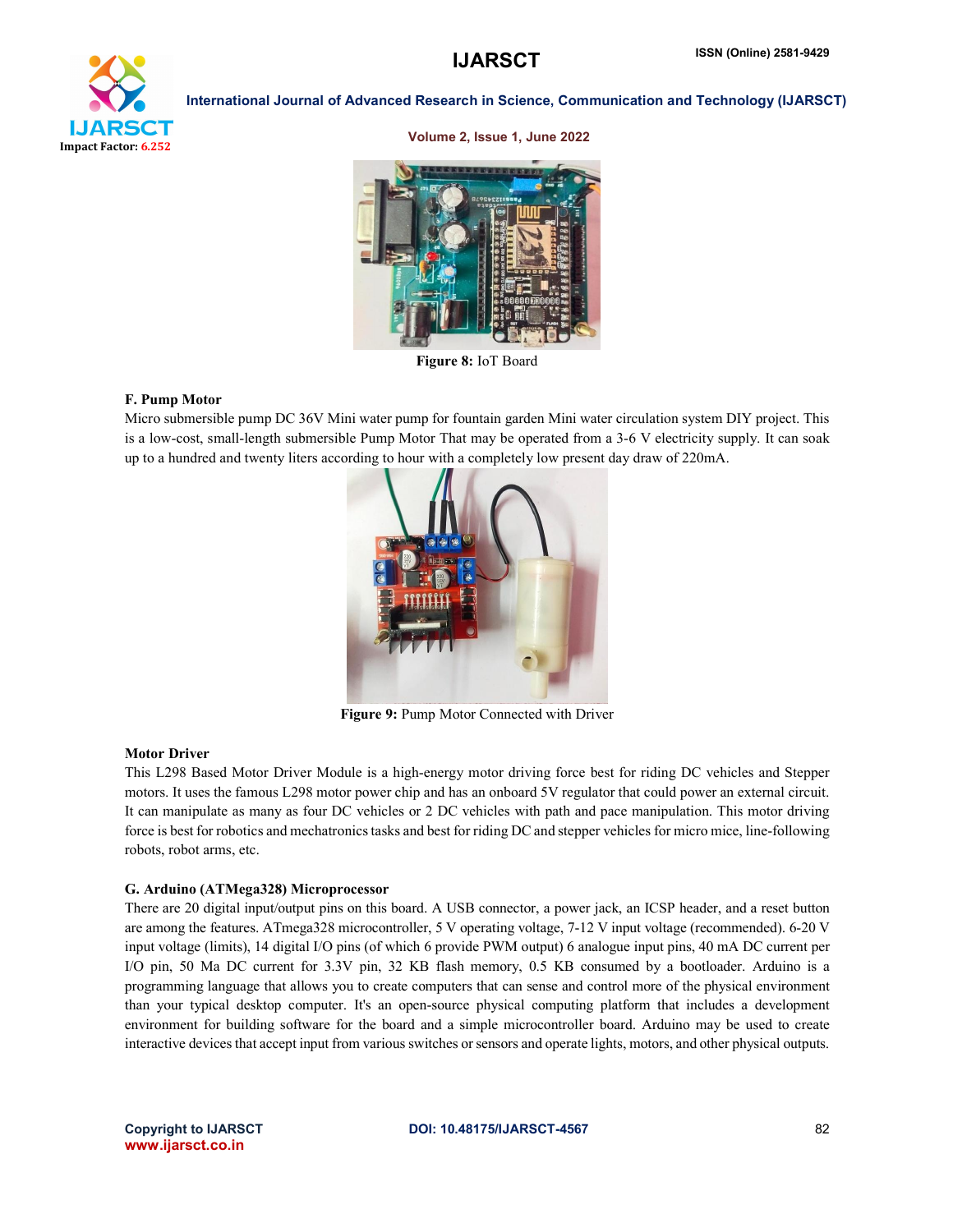Figure 8: IoT Board

### F. Pump Motor

Micro submersible pump DC 36V Mini water pump for fountain garden Mini water circulation system DIY project. This is a low-cost, small-length submersible Pump Motor That may be operated from a 3-6 V electricity supply. It can soak up to a hundred and twenty liters according to hour with a completely low present day draw of 220mA.

Figure 9: Pump Motor Connected with Driver

### Motor Driver

This L298 Based Motor Driver Module is a high-energy motor driving force best for riding DC vehicles and Stepper motors. It uses the famous L298 motor power chip and has an onboard 5V regulator that could power an external circuit. It can manipulate as many as four DC vehicles or 2 DC vehicles with path and pace manipulation. This motor driving force is best for robotics and mechatronics tasks and best for riding DC and stepper vehicles for micro mice, line-following robots, robot arms, etc.

### G. Arduino (ATMega328) Microprocessor

There are 20 digital input/output pins on this board. A USB connector, a power jack, an ICSP header, and a reset button are among the features. ATmega328 microcontroller, 5 V operating voltage, 7-12 V input voltage (recommended). 6-20 V input voltage (limits), 14 digital I/O pins (of which 6 provide PWM output) 6 analogue input pins, 40 mA DC current per I/O pin, 50 Ma DC current for 3.3V pin, 32 KB flash memory, 0.5 KB consumed by a bootloader. Arduino is a programming language that allows you to create computers that can sense and control more of the physical environment than your typical desktop computer. It's an open-source physical computing platform that includes a development environment for building software for the board and a simple microcontroller board. Arduino may be used to create interactive devices that accept input from various switches or sensors and operate lights, motors, and other physical outputs.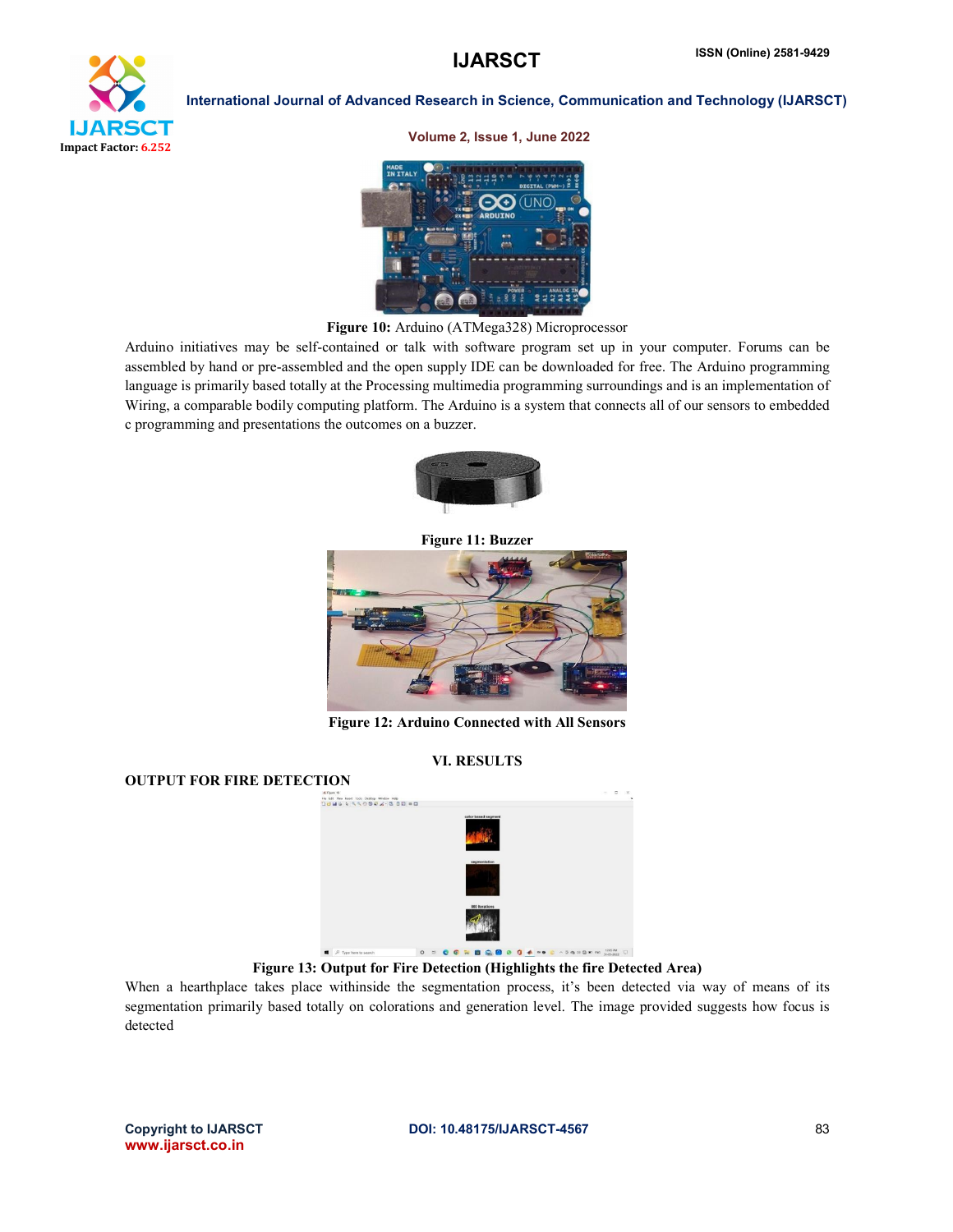Figure 10: Arduino (ATMega328) Microprocessor

Arduino initiatives may be self-contained or talk with software program set up in your computer. Forums can be assembled by hand or pre-assembled and the open supply IDE can be downloaded for free. The Arduino programming language is primarily based totally at the Processing multimedia programming surroundings and is an implementation of Wiring, a comparable bodily computing platform. The Arduino is a system that connects all of our sensors to embedded c programming and presentations the outcomes on a buzzer.

**Figure 11: Buzzer**

**Figure 12: Arduino Connected with All Sensors**

## VI. RESULTS

### OUTPUT FOR FIRE DETECTION

**Figure 13: Output for Fire Detection (Highlights the fire Detected Area)**

When a hearthplace takes place withinside the segmentation process, it's been detected via way of means of its segmentation primarily based totally on colorations and generation level. The image provided suggests how focus is detected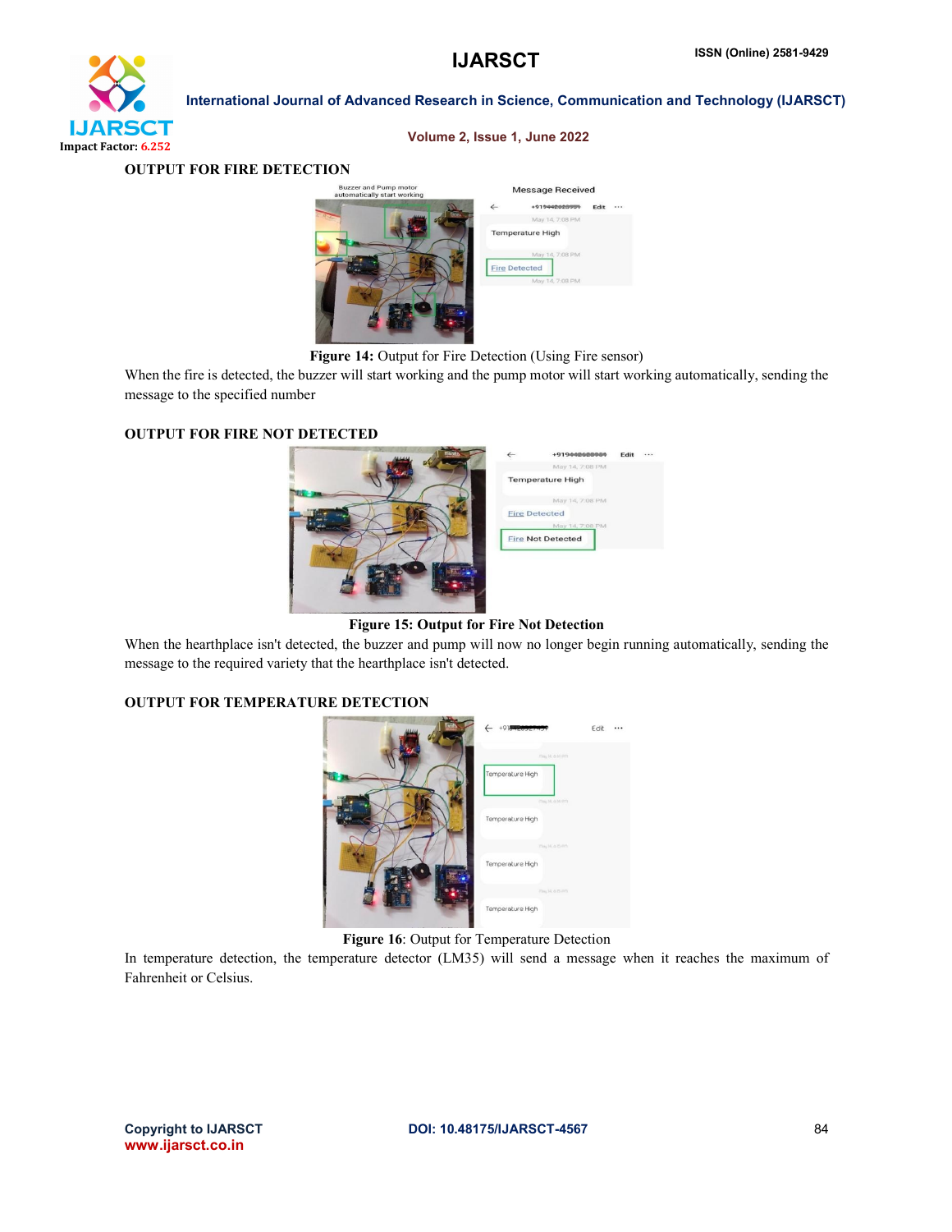**OUTPUT FOR FIRE DETECTION**

**Figure 14:** Output for Fire Detection (Using Fire sensor)

When the fire is detected, the buzzer will start working and the pump motor will start working automatically, sending the message to the specified number

**OUTPUT FOR FIRE NOT DETECTED**

**Figure 15: Output for Fire Not Detection**

When the hearthplace isn't detected, the buzzer and pump will now no longer begin running automatically, sending the message to the required variety that the hearthplace isn't detected.

**OUTPUT FOR TEMPERATURE DETECTION**

**Figure 16**: Output for Temperature Detection

In temperature detection, the temperature detector (LM35) will send a message when it reaches the maximum of Fahrenheit or Celsius.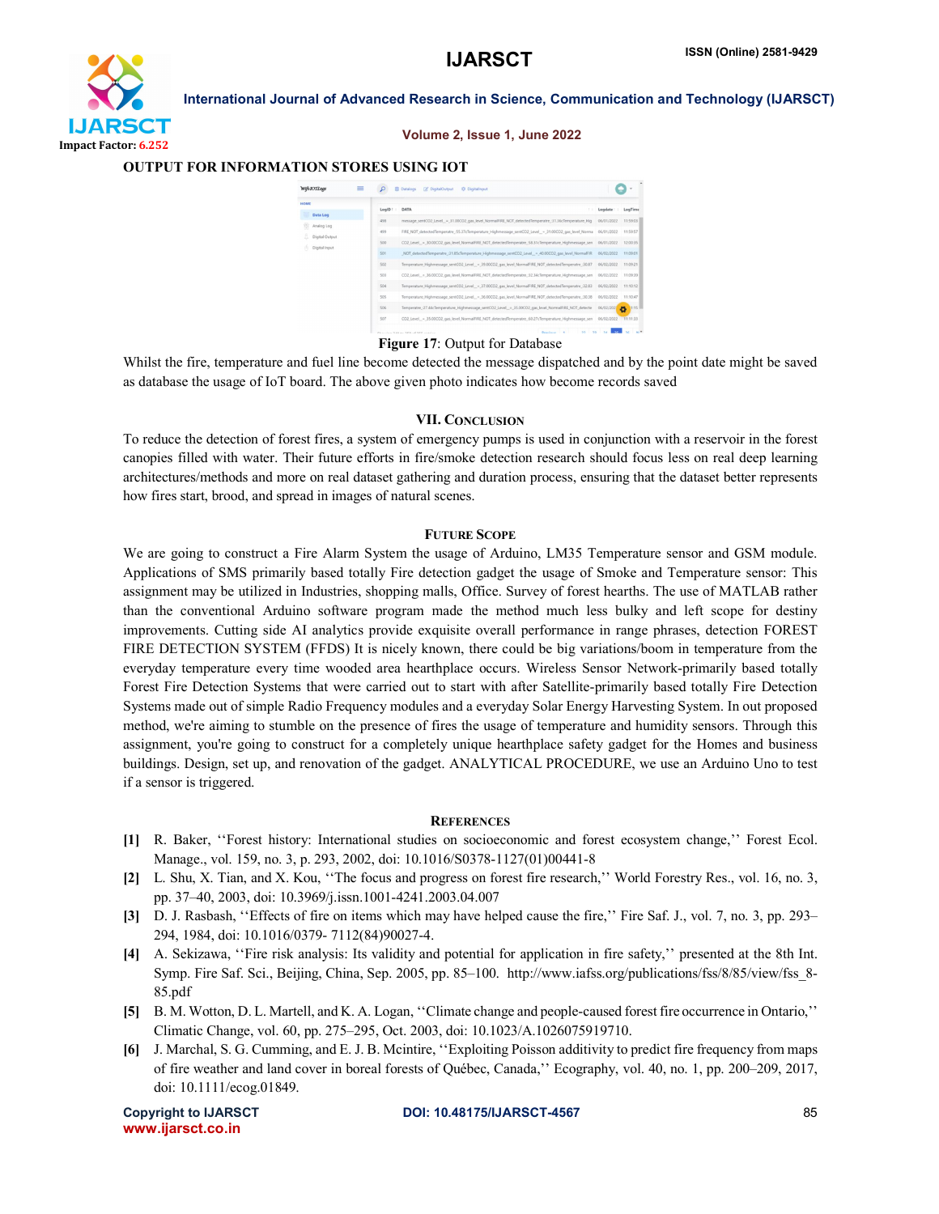**OUTPUT FOR INFORMATION STORES USING IOT**

**Figure 17**: Output for Database

Whilst the fire, temperature and fuel line become detected the message dispatched and by the point date might be saved as database the usage of IoT board. The above given photo indicates how become records saved

## VII. Conclusion

To reduce the detection of forest fires, a system of emergency pumps is used in conjunction with a reservoir in the forest canopies filled with water. Their future efforts in fire/smoke detection research should focus less on real deep learning architectures/methods and more on real dataset gathering and duration process, ensuring that the dataset better represents how fires start, brood, and spread in images of natural scenes.

## Future Scope

We are going to construct a Fire Alarm System the usage of Arduino, LM35 Temperature sensor and GSM module. Applications of SMS primarily based totally Fire detection gadget the usage of Smoke and Temperature sensor: This assignment may be utilized in Industries, shopping malls, Office. Survey of forest hearths. The use of MATLAB rather than the conventional Arduino software program made the method much less bulky and left scope for destiny improvements. Cutting side AI analytics provide exquisite overall performance in range phrases, detection FOREST FIRE DETECTION SYSTEM (FFDS) It is nicely known, there could be big variations/boom in temperature from the everyday temperature every time wooded area hearthplace occurs. Wireless Sensor Network-primarily based totally Forest Fire Detection Systems that were carried out to start with after Satellite-primarily based totally Fire Detection Systems made out of simple Radio Frequency modules and a everyday Solar Energy Harvesting System. In out proposed method, we're aiming to stumble on the presence of fires the usage of temperature and humidity sensors. Through this assignment, you're going to construct for a completely unique hearthplace safety gadget for the Homes and business buildings. Design, set up, and renovation of the gadget. ANALYTICAL PROCEDURE, we use an Arduino Uno to test if a sensor is triggered.

## References

**[1]** R. Baker, ''Forest history: International studies on socioeconomic and forest ecosystem change,'' Forest Ecol. Manage., vol. 159, no. 3, p. 293, 2002, doi: 10.1016/S0378-1127(01)00441-8

**[2]** L. Shu, X. Tian, and X. Kou, ''The focus and progress on forest fire research,'' World Forestry Res., vol. 16, no. 3, pp. 37–40, 2003, doi: 10.3969/j.issn.1001-4241.2003.04.007

**[3]** D. J. Rasbash, ''Effects of fire on items which may have helped cause the fire,'' Fire Saf. J., vol. 7, no. 3, pp. 293–294, 1984, doi: 10.1016/0379- 7112(84)90027-4.

**[4]** A. Sekizawa, ''Fire risk analysis: Its validity and potential for application in fire safety,'' presented at the 8th Int. Symp. Fire Saf. Sci., Beijing, China, Sep. 2005, pp. 85–100. http://www.iafss.org/publications/fss/8/85/view/fss_8-85.pdf

**[5]** B. M. Wotton, D. L. Martell, and K. A. Logan, ''Climate change and people-caused forest fire occurrence in Ontario,'' Climatic Change, vol. 60, pp. 275–295, Oct. 2003, doi: 10.1023/A.1026075919710.

**[6]** J. Marchal, S. G. Cumming, and E. J. B. Mcintire, ''Exploiting Poisson additivity to predict fire frequency from maps of fire weather and land cover in boreal forests of Québec, Canada,'' Ecography, vol. 40, no. 1, pp. 200–209, 2017, doi: 10.1111/ecog.01849.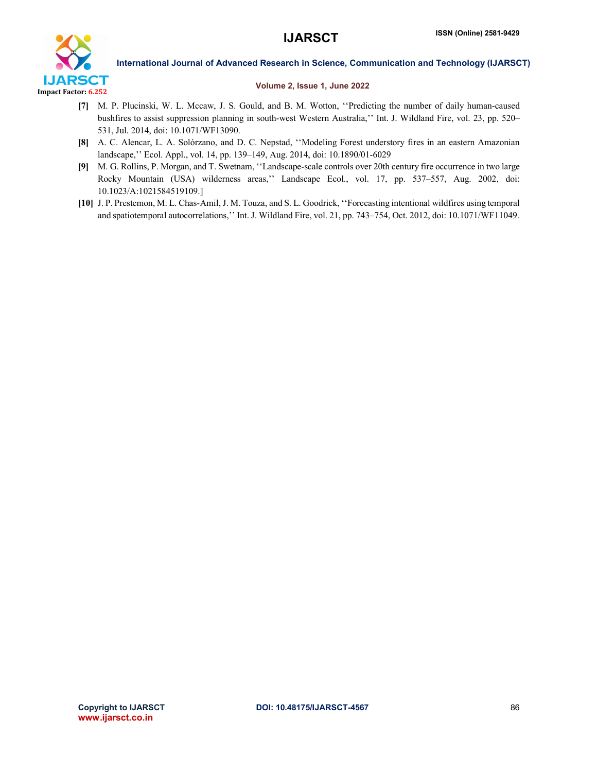[7] M. P. Plucinski, W. L. Mccaw, J. S. Gould, and B. M. Wotton, ''Predicting the number of daily human-caused bushfires to assist suppression planning in south-west Western Australia,'' Int. J. Wildland Fire, vol. 23, pp. 520–531, Jul. 2014, doi: 10.1071/WF13090.

[8] A. C. Alencar, L. A. Solórzano, and D. C. Nepstad, ''Modeling Forest understory fires in an eastern Amazonian landscape,'' Ecol. Appl., vol. 14, pp. 139–149, Aug. 2014, doi: 10.1890/01-6029

[9] M. G. Rollins, P. Morgan, and T. Swetnam, ''Landscape-scale controls over 20th century fire occurrence in two large Rocky Mountain (USA) wilderness areas,'' Landscape Ecol., vol. 17, pp. 537–557, Aug. 2002, doi: 10.1023/A:1021584519109.]

[10] J. P. Prestemon, M. L. Chas-Amil, J. M. Touza, and S. L. Goodrick, ''Forecasting intentional wildfires using temporal and spatiotemporal autocorrelations,'' Int. J. Wildland Fire, vol. 21, pp. 743–754, Oct. 2012, doi: 10.1071/WF11049.